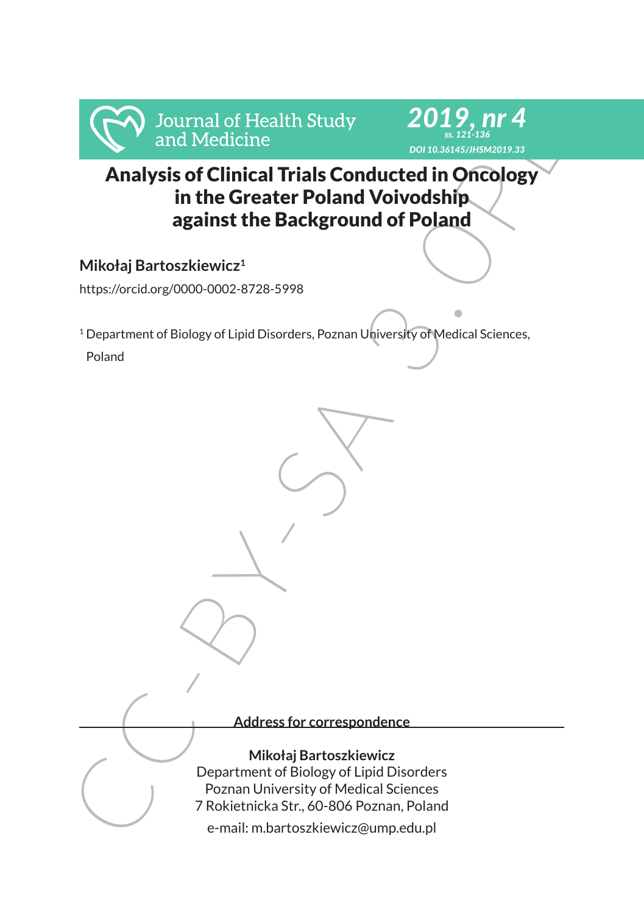# Analysis of Clinical Trials Conducted in Oncology in the Greater Poland Voivodship against the Background of Poland

**Mikołaj Bartoszkiewicz**[1]

https://orcid.org/0000-0002-8728-5998

[1] Department of Biology of Lipid Disorders, Poznan University of Medical Sciences, Poland

**Address for correspondence**

**Mikołaj Bartoszkiewicz**
Department of Biology of Lipid Disorders
Poznan University of Medical Sciences
7 Rokietnicka Str., 60-806 Poznan, Poland
e-mail: m.bartoszkiewicz@ump.edu.pl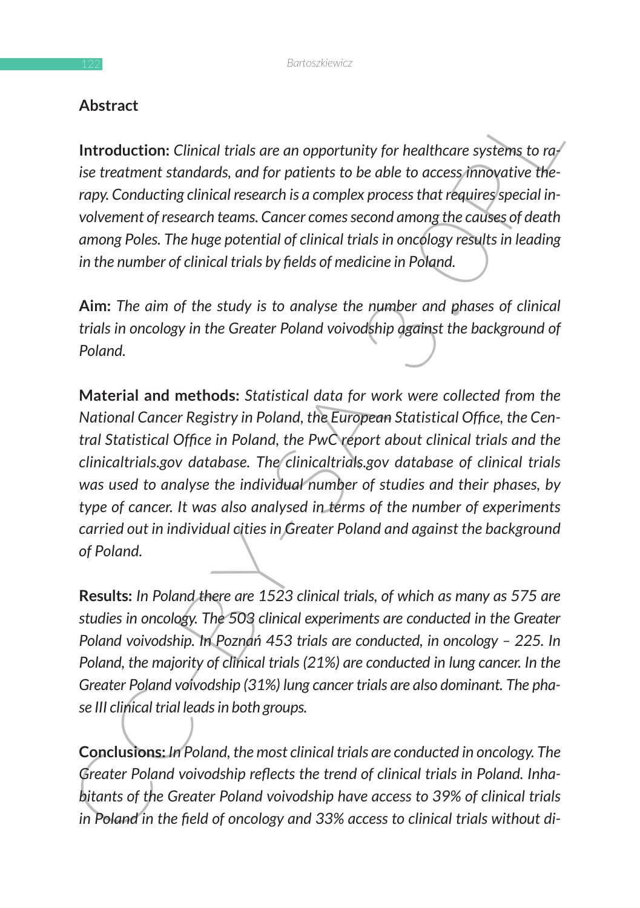## Abstract

**Introduction:** *Clinical trials are an opportunity for healthcare systems to raise treatment standards, and for patients to be able to access innovative therapy. Conducting clinical research is a complex process that requires special involvement of research teams. Cancer comes second among the causes of death among Poles. The huge potential of clinical trials in oncology results in leading in the number of clinical trials by fields of medicine in Poland.*

**Aim:** *The aim of the study is to analyse the number and phases of clinical trials in oncology in the Greater Poland voivodship against the background of Poland.*

**Material and methods:** *Statistical data for work were collected from the National Cancer Registry in Poland, the European Statistical Office, the Central Statistical Office in Poland, the PwC report about clinical trials and the clinicaltrials.gov database. The clinicaltrials.gov database of clinical trials was used to analyse the individual number of studies and their phases, by type of cancer. It was also analysed in terms of the number of experiments carried out in individual cities in Greater Poland and against the background of Poland.*

**Results:** *In Poland there are 1523 clinical trials, of which as many as 575 are studies in oncology. The 503 clinical experiments are conducted in the Greater Poland voivodship. In Poznań 453 trials are conducted, in oncology – 225. In Poland, the majority of clinical trials (21%) are conducted in lung cancer. In the Greater Poland voivodship (31%) lung cancer trials are also dominant. The phase III clinical trial leads in both groups.*

**Conclusions:** *In Poland, the most clinical trials are conducted in oncology. The Greater Poland voivodship reflects the trend of clinical trials in Poland. Inhabitants of the Greater Poland voivodship have access to 39% of clinical trials in Poland in the field of oncology and 33% access to clinical trials without di-*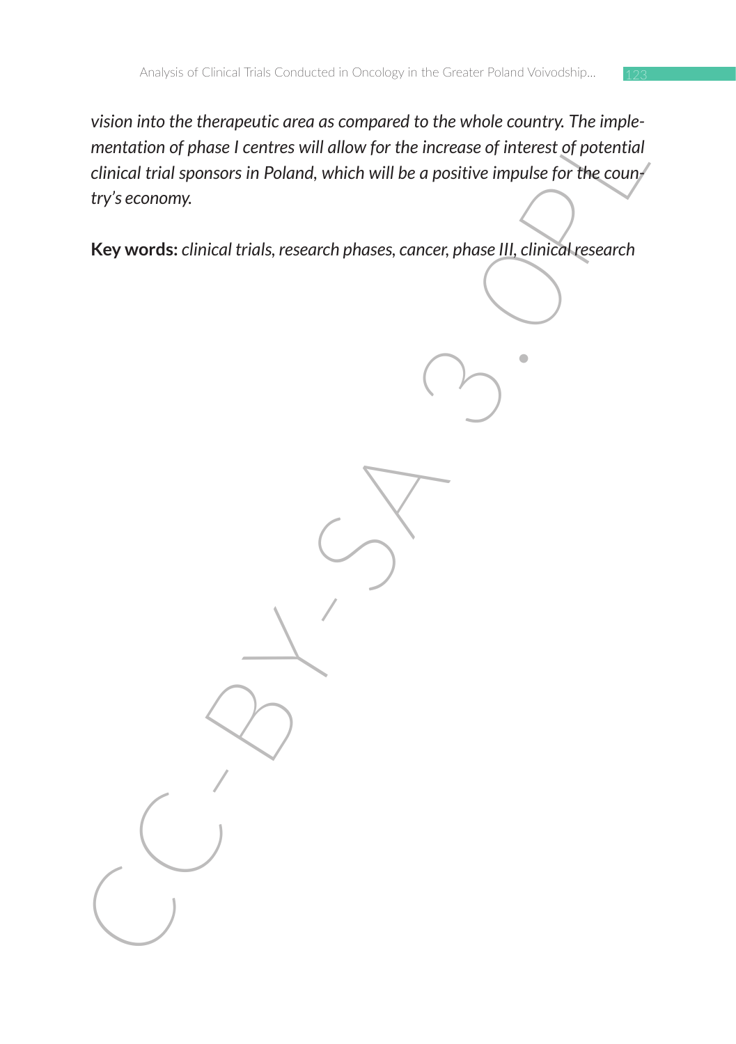*vision into the therapeutic area as compared to the whole country. The implementation of phase I centres will allow for the increase of interest of potential clinical trial sponsors in Poland, which will be a positive impulse for the country's economy.*

**Key words:** *clinical trials, research phases, cancer, phase III, clinical research*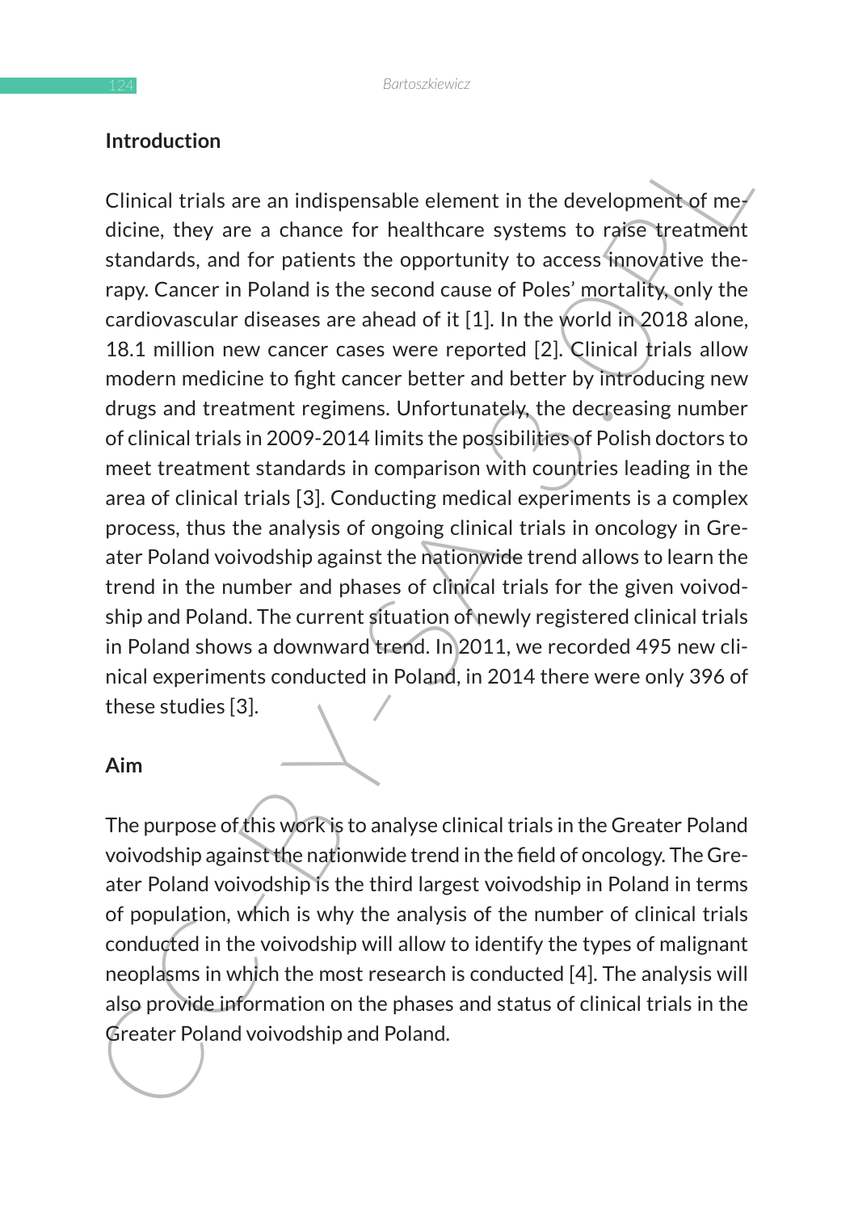## Introduction

Clinical trials are an indispensable element in the development of medicine, they are a chance for healthcare systems to raise treatment standards, and for patients the opportunity to access innovative therapy. Cancer in Poland is the second cause of Poles' mortality, only the cardiovascular diseases are ahead of it [1]. In the world in 2018 alone, 18.1 million new cancer cases were reported [2]. Clinical trials allow modern medicine to fight cancer better and better by introducing new drugs and treatment regimens. Unfortunately, the decreasing number of clinical trials in 2009-2014 limits the possibilities of Polish doctors to meet treatment standards in comparison with countries leading in the area of clinical trials [3]. Conducting medical experiments is a complex process, thus the analysis of ongoing clinical trials in oncology in Greater Poland voivodship against the nationwide trend allows to learn the trend in the number and phases of clinical trials for the given voivodship and Poland. The current situation of newly registered clinical trials in Poland shows a downward trend. In 2011, we recorded 495 new clinical experiments conducted in Poland, in 2014 there were only 396 of these studies [3].

## Aim

The purpose of this work is to analyse clinical trials in the Greater Poland voivodship against the nationwide trend in the field of oncology. The Greater Poland voivodship is the third largest voivodship in Poland in terms of population, which is why the analysis of the number of clinical trials conducted in the voivodship will allow to identify the types of malignant neoplasms in which the most research is conducted [4]. The analysis will also provide information on the phases and status of clinical trials in the Greater Poland voivodship and Poland.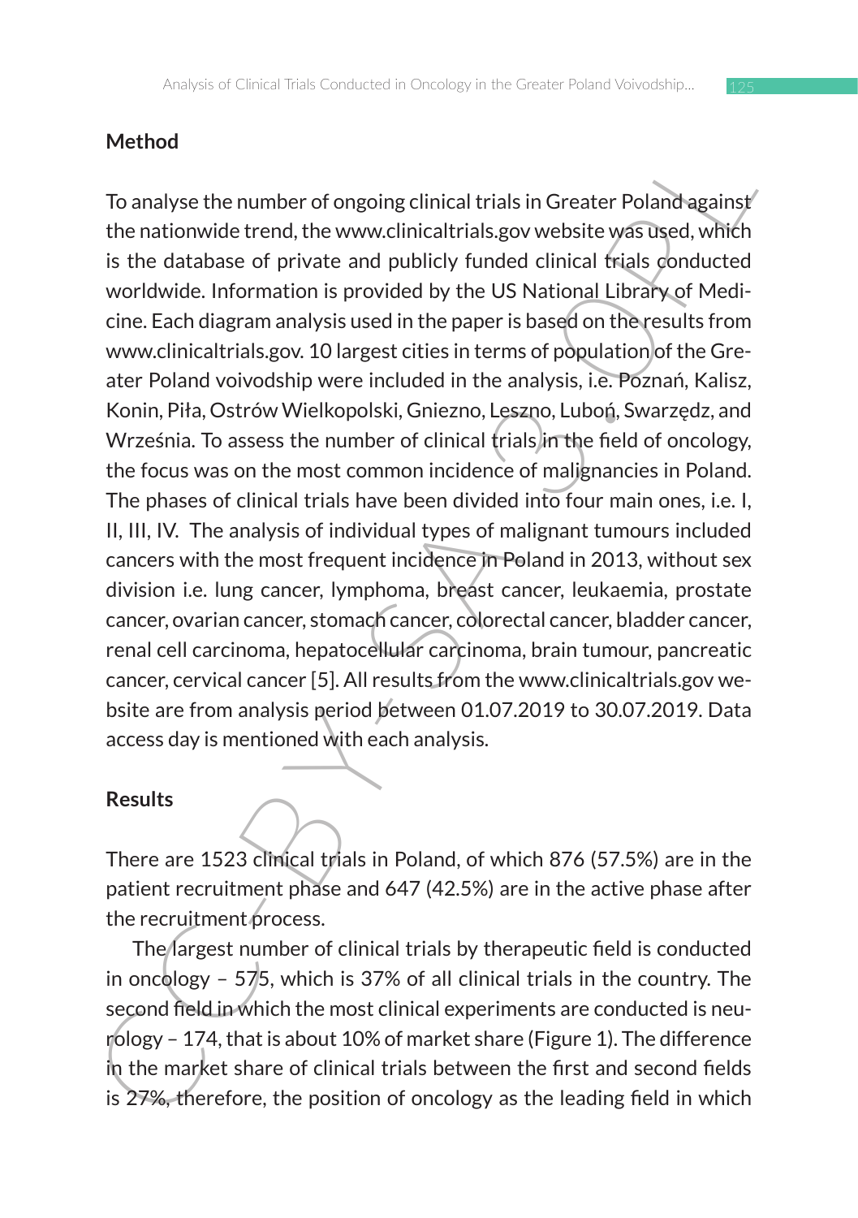## Method

To analyse the number of ongoing clinical trials in Greater Poland against the nationwide trend, the www.clinicaltrials.gov website was used, which is the database of private and publicly funded clinical trials conducted worldwide. Information is provided by the US National Library of Medicine. Each diagram analysis used in the paper is based on the results from www.clinicaltrials.gov. 10 largest cities in terms of population of the Greater Poland voivodship were included in the analysis, i.e. Poznań, Kalisz, Konin, Piła, Ostrów Wielkopolski, Gniezno, Leszno, Luboń, Swarzędz, and Września. To assess the number of clinical trials in the field of oncology, the focus was on the most common incidence of malignancies in Poland. The phases of clinical trials have been divided into four main ones, i.e. I, II, III, IV. The analysis of individual types of malignant tumours included cancers with the most frequent incidence in Poland in 2013, without sex division i.e. lung cancer, lymphoma, breast cancer, leukaemia, prostate cancer, ovarian cancer, stomach cancer, colorectal cancer, bladder cancer, renal cell carcinoma, hepatocellular carcinoma, brain tumour, pancreatic cancer, cervical cancer [5]. All results from the www.clinicaltrials.gov website are from analysis period between 01.07.2019 to 30.07.2019. Data access day is mentioned with each analysis.

## Results

There are 1523 clinical trials in Poland, of which 876 (57.5%) are in the patient recruitment phase and 647 (42.5%) are in the active phase after the recruitment process.

The largest number of clinical trials by therapeutic field is conducted in oncology – 575, which is 37% of all clinical trials in the country. The second field in which the most clinical experiments are conducted is neurology – 174, that is about 10% of market share (Figure 1). The difference in the market share of clinical trials between the first and second fields is 27%, therefore, the position of oncology as the leading field in which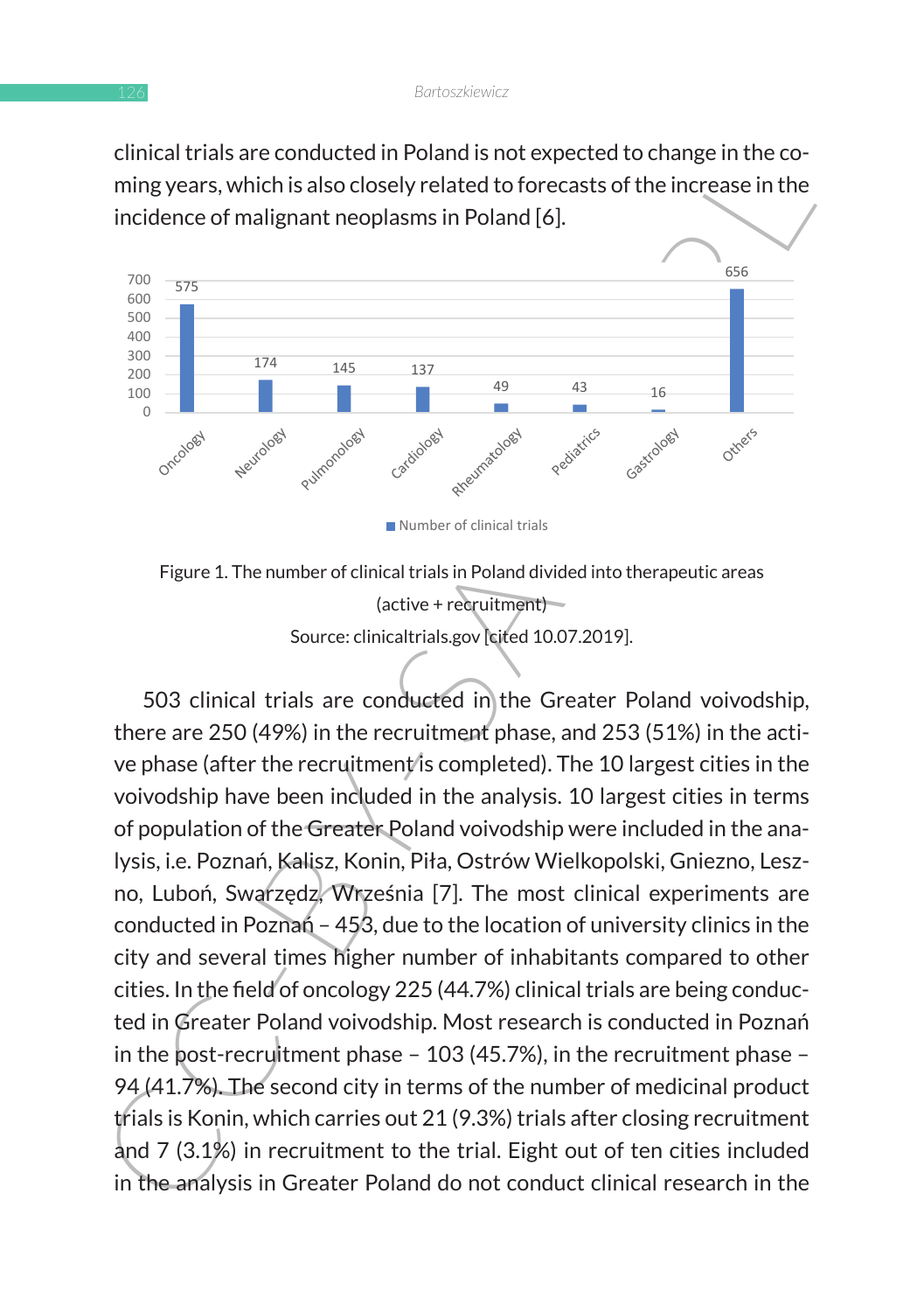clinical trials are conducted in Poland is not expected to change in the coming years, which is also closely related to forecasts of the increase in the incidence of malignant neoplasms in Poland [6].

| Therapeutic area | Number of clinical trials |
|---|---|
| Oncology | 575 |
| Neurology | 174 |
| Pulmonology | 145 |
| Cardiology | 137 |
| Rheumatology | 49 |
| Pediatrics | 43 |
| Gastrology | 16 |
| Others | 656 |

Figure 1. The number of clinical trials in Poland divided into therapeutic areas (active + recruitment)

Source: clinicaltrials.gov [cited 10.07.2019].

503 clinical trials are conducted in the Greater Poland voivodship, there are 250 (49%) in the recruitment phase, and 253 (51%) in the active phase (after the recruitment is completed). The 10 largest cities in the voivodship have been included in the analysis. 10 largest cities in terms of population of the Greater Poland voivodship were included in the analysis, i.e. Poznań, Kalisz, Konin, Piła, Ostrów Wielkopolski, Gniezno, Leszno, Luboń, Swarzędz, Września [7]. The most clinical experiments are conducted in Poznań – 453, due to the location of university clinics in the city and several times higher number of inhabitants compared to other cities. In the field of oncology 225 (44.7%) clinical trials are being conducted in Greater Poland voivodship. Most research is conducted in Poznań in the post-recruitment phase – 103 (45.7%), in the recruitment phase – 94 (41.7%). The second city in terms of the number of medicinal product trials is Konin, which carries out 21 (9.3%) trials after closing recruitment and 7 (3.1%) in recruitment to the trial. Eight out of ten cities included in the analysis in Greater Poland do not conduct clinical research in the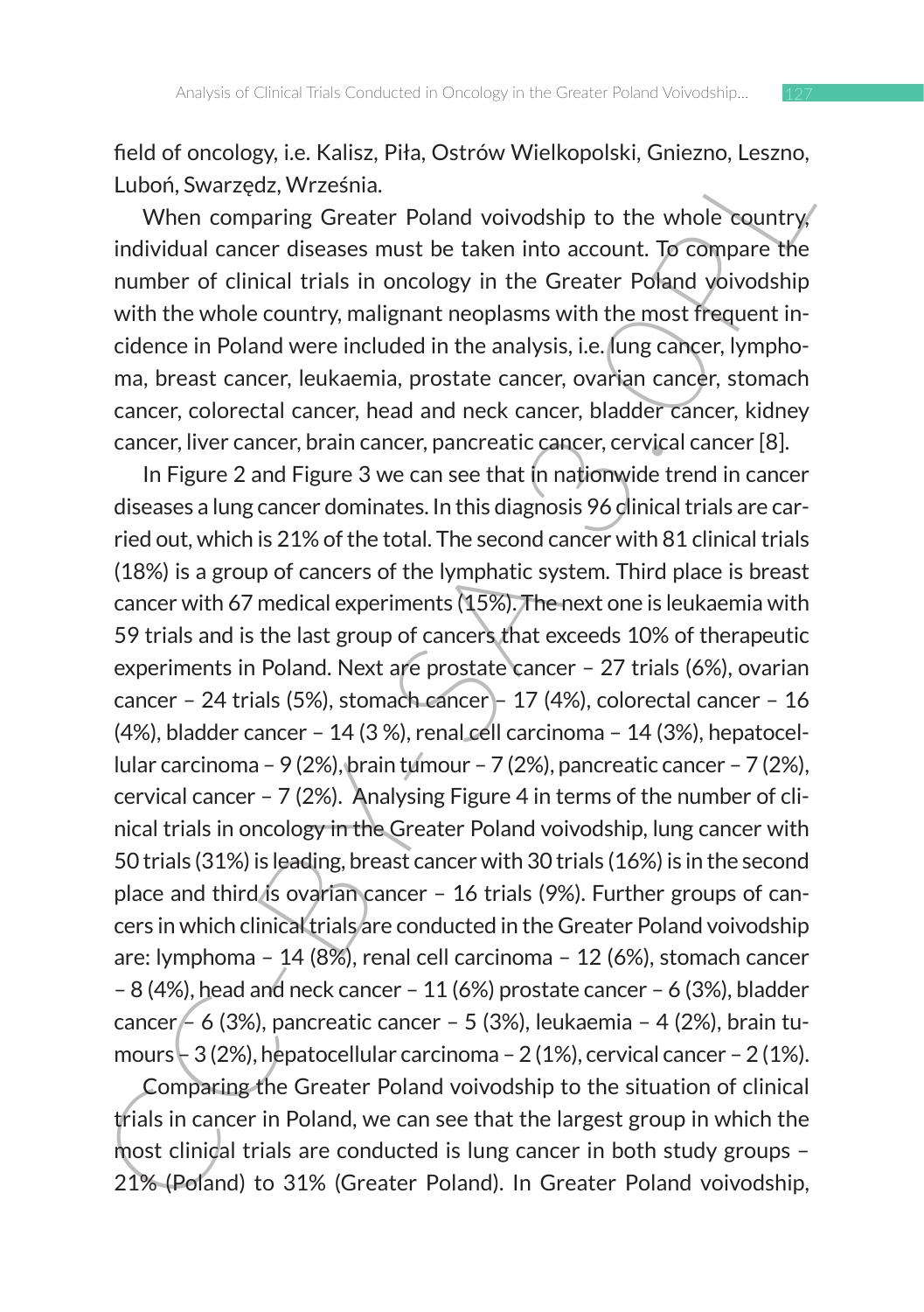field of oncology, i.e. Kalisz, Piła, Ostrów Wielkopolski, Gniezno, Leszno, Luboń, Swarzędz, Września.

When comparing Greater Poland voivodship to the whole country, individual cancer diseases must be taken into account. To compare the number of clinical trials in oncology in the Greater Poland voivodship with the whole country, malignant neoplasms with the most frequent incidence in Poland were included in the analysis, i.e. lung cancer, lymphoma, breast cancer, leukaemia, prostate cancer, ovarian cancer, stomach cancer, colorectal cancer, head and neck cancer, bladder cancer, kidney cancer, liver cancer, brain cancer, pancreatic cancer, cervical cancer [8].

In Figure 2 and Figure 3 we can see that in nationwide trend in cancer diseases a lung cancer dominates. In this diagnosis 96 clinical trials are carried out, which is 21% of the total. The second cancer with 81 clinical trials (18%) is a group of cancers of the lymphatic system. Third place is breast cancer with 67 medical experiments (15%). The next one is leukaemia with 59 trials and is the last group of cancers that exceeds 10% of therapeutic experiments in Poland. Next are prostate cancer – 27 trials (6%), ovarian cancer – 24 trials (5%), stomach cancer – 17 (4%), colorectal cancer – 16 (4%), bladder cancer – 14 (3 %), renal cell carcinoma – 14 (3%), hepatocellular carcinoma – 9 (2%), brain tumour – 7 (2%), pancreatic cancer – 7 (2%), cervical cancer – 7 (2%). Analysing Figure 4 in terms of the number of clinical trials in oncology in the Greater Poland voivodship, lung cancer with 50 trials (31%) is leading, breast cancer with 30 trials (16%) is in the second place and third is ovarian cancer – 16 trials (9%). Further groups of cancers in which clinical trials are conducted in the Greater Poland voivodship are: lymphoma – 14 (8%), renal cell carcinoma – 12 (6%), stomach cancer – 8 (4%), head and neck cancer – 11 (6%) prostate cancer – 6 (3%), bladder cancer – 6 (3%), pancreatic cancer – 5 (3%), leukaemia – 4 (2%), brain tumours – 3 (2%), hepatocellular carcinoma – 2 (1%), cervical cancer – 2 (1%).

Comparing the Greater Poland voivodship to the situation of clinical trials in cancer in Poland, we can see that the largest group in which the most clinical trials are conducted is lung cancer in both study groups – 21% (Poland) to 31% (Greater Poland). In Greater Poland voivodship,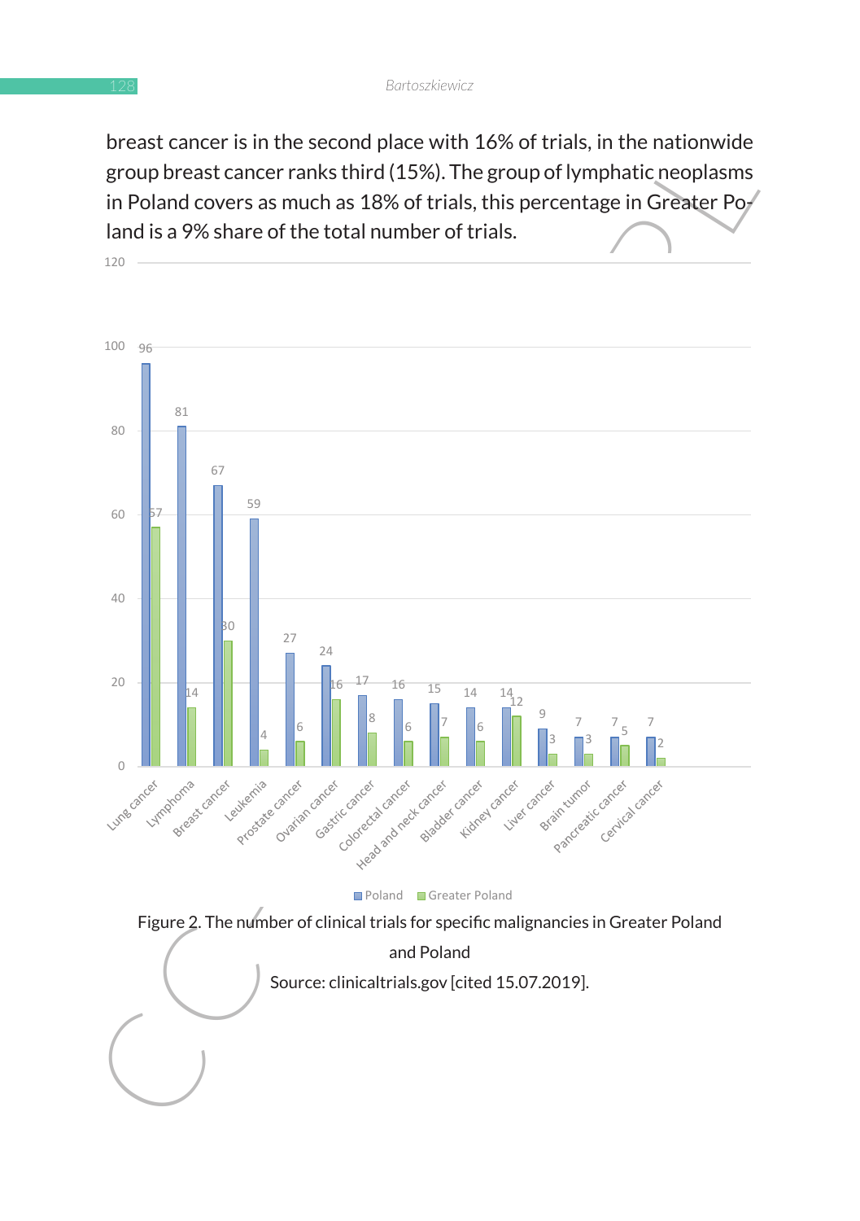breast cancer is in the second place with 16% of trials, in the nationwide group breast cancer ranks third (15%). The group of lymphatic neoplasms in Poland covers as much as 18% of trials, this percentage in Greater Poland is a 9% share of the total number of trials.

| Malignancy | Poland | Greater Poland |
|---|---|---|
| Lung cancer | 96 | 57 |
| Lymphoma | 81 | 14 |
| Breast cancer | 67 | 30 |
| Leukemia | 59 | 4 |
| Prostate cancer | 27 | 6 |
| Ovarian cancer | 24 | 16 |
| Gastric cancer | 17 | 8 |
| Colorectal cancer | 16 | 6 |
| Head and neck cancer | 15 | 7 |
| Bladder cancer | 14 | 6 |
| Kidney cancer | 14 | 12 |
| Liver cancer | 9 | 3 |
| Brain tumor | 7 | 3 |
| Pancreatic cancer | 7 | 5 |
| Cervical cancer | 7 | 2 |

Figure 2. The number of clinical trials for specific malignancies in Greater Poland and Poland

Source: clinicaltrials.gov [cited 15.07.2019].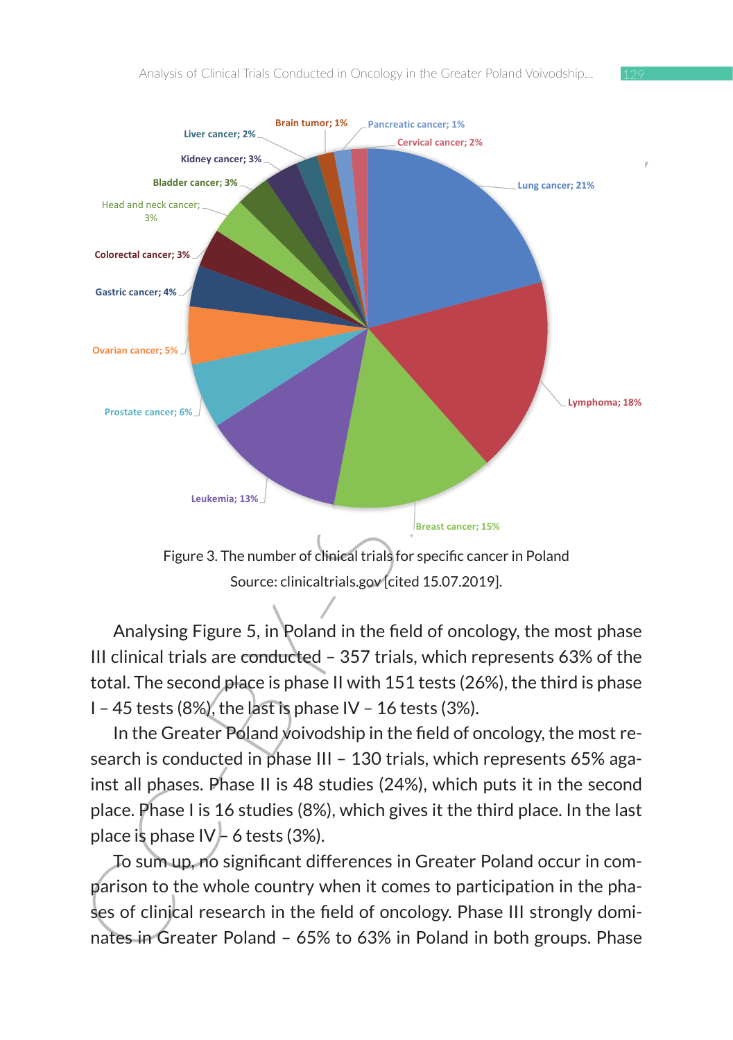Figure 3. The number of clinical trials for specific cancer in Poland

Source: clinicaltrials.gov [cited 15.07.2019].

Analysing Figure 5, in Poland in the field of oncology, the most phase III clinical trials are conducted – 357 trials, which represents 63% of the total. The second place is phase II with 151 tests (26%), the third is phase I – 45 tests (8%), the last is phase IV – 16 tests (3%).

In the Greater Poland voivodship in the field of oncology, the most research is conducted in phase III – 130 trials, which represents 65% against all phases. Phase II is 48 studies (24%), which puts it in the second place. Phase I is 16 studies (8%), which gives it the third place. In the last place is phase IV – 6 tests (3%).

To sum up, no significant differences in Greater Poland occur in comparison to the whole country when it comes to participation in the phases of clinical research in the field of oncology. Phase III strongly dominates in Greater Poland – 65% to 63% in Poland in both groups. Phase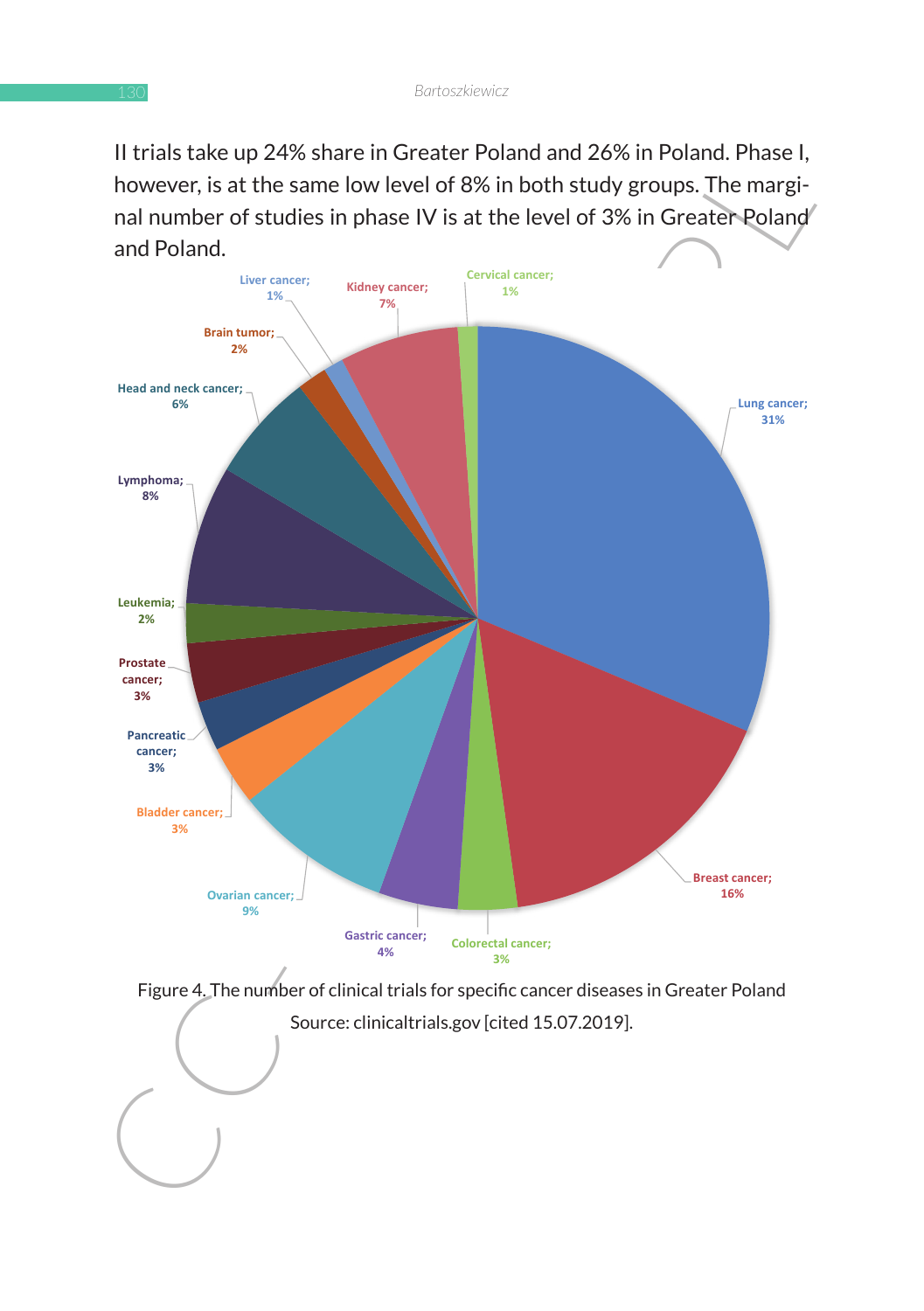II trials take up 24% share in Greater Poland and 26% in Poland. Phase I, however, is at the same low level of 8% in both study groups. The marginal number of studies in phase IV is at the level of 3% in Greater Poland and Poland.

Figure 4. The number of clinical trials for specific cancer diseases in Greater Poland

Source: clinicaltrials.gov [cited 15.07.2019].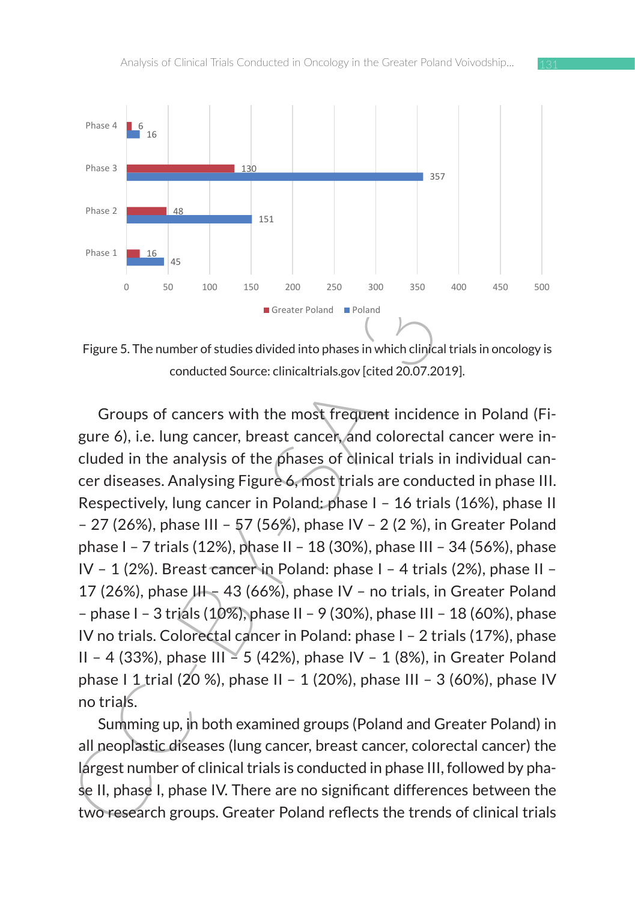| | Greater Poland | Poland |
|---|---|---|
| Phase 4 | 6 | 16 |
| Phase 3 | 130 | 357 |
| Phase 2 | 48 | 151 |
| Phase 1 | 16 | 45 |

Figure 5. The number of studies divided into phases in which clinical trials in oncology is conducted Source: clinicaltrials.gov [cited 20.07.2019].

Groups of cancers with the most frequent incidence in Poland (Figure 6), i.e. lung cancer, breast cancer, and colorectal cancer were included in the analysis of the phases of clinical trials in individual cancer diseases. Analysing Figure 6, most trials are conducted in phase III. Respectively, lung cancer in Poland: phase I – 16 trials (16%), phase II – 27 (26%), phase III – 57 (56%), phase IV – 2 (2 %), in Greater Poland phase I – 7 trials (12%), phase II – 18 (30%), phase III – 34 (56%), phase IV – 1 (2%). Breast cancer in Poland: phase I – 4 trials (2%), phase II – 17 (26%), phase III – 43 (66%), phase IV – no trials, in Greater Poland – phase I – 3 trials (10%), phase II – 9 (30%), phase III – 18 (60%), phase IV no trials. Colorectal cancer in Poland: phase I – 2 trials (17%), phase II – 4 (33%), phase III – 5 (42%), phase IV – 1 (8%), in Greater Poland phase I 1 trial (20 %), phase II – 1 (20%), phase III – 3 (60%), phase IV no trials.

Summing up, in both examined groups (Poland and Greater Poland) in all neoplastic diseases (lung cancer, breast cancer, colorectal cancer) the largest number of clinical trials is conducted in phase III, followed by phase II, phase I, phase IV. There are no significant differences between the two research groups. Greater Poland reflects the trends of clinical trials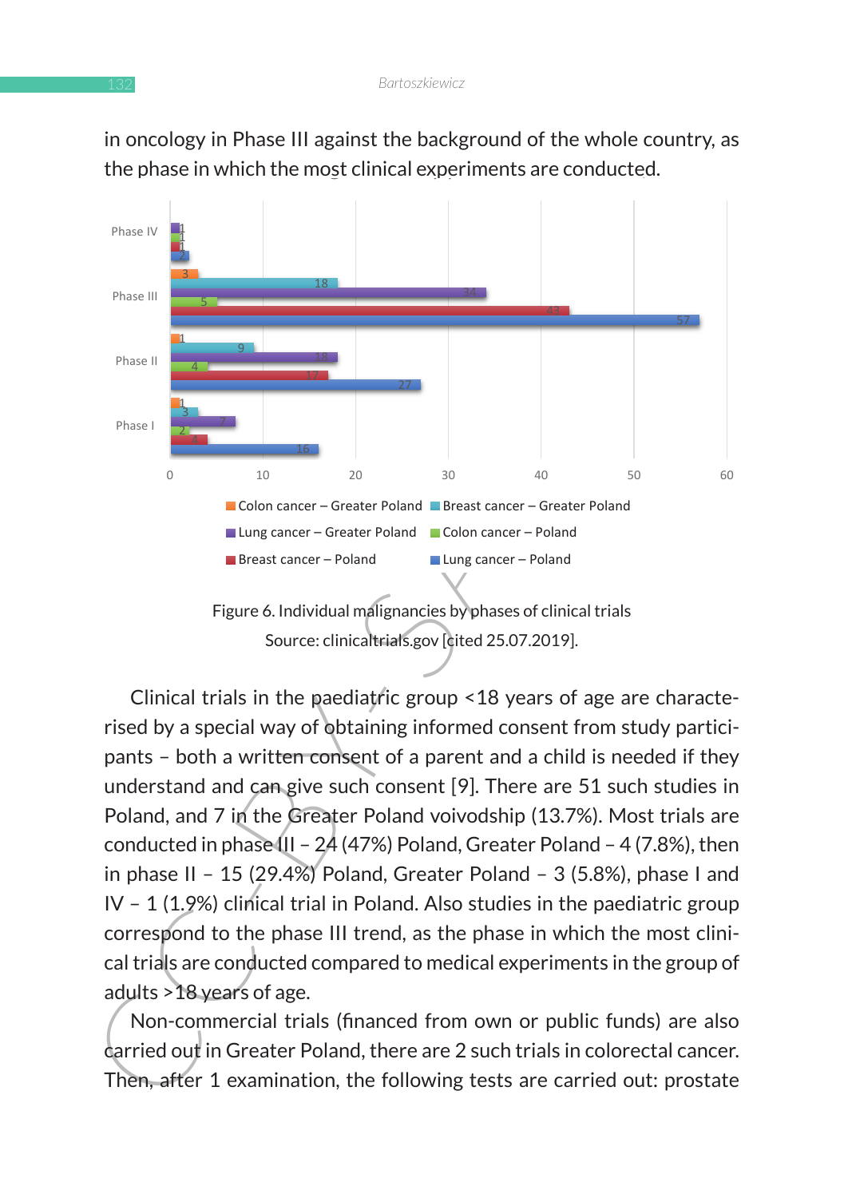in oncology in Phase III against the background of the whole country, as the phase in which the most clinical experiments are conducted.

| | Colon cancer – Greater Poland | Breast cancer – Greater Poland | Lung cancer – Greater Poland | Colon cancer – Poland | Breast cancer – Poland | Lung cancer – Poland |
|---|---|---|---|---|---|---|
| Phase IV | | | 1 | 1 | 1 | 2 |
| Phase III | 3 | 18 | 34 | 5 | 43 | 57 |
| Phase II | 1 | 9 | 18 | 4 | 17 | 27 |
| Phase I | 1 | 3 | 7 | 2 | 4 | 16 |

Figure 6. Individual malignancies by phases of clinical trials

Source: clinicaltrials.gov [cited 25.07.2019].

Clinical trials in the paediatric group <18 years of age are characterised by a special way of obtaining informed consent from study participants – both a written consent of a parent and a child is needed if they understand and can give such consent [9]. There are 51 such studies in Poland, and 7 in the Greater Poland voivodship (13.7%). Most trials are conducted in phase III – 24 (47%) Poland, Greater Poland – 4 (7.8%), then in phase II – 15 (29.4%) Poland, Greater Poland – 3 (5.8%), phase I and IV – 1 (1.9%) clinical trial in Poland. Also studies in the paediatric group correspond to the phase III trend, as the phase in which the most clinical trials are conducted compared to medical experiments in the group of adults >18 years of age.

Non-commercial trials (financed from own or public funds) are also carried out in Greater Poland, there are 2 such trials in colorectal cancer. Then, after 1 examination, the following tests are carried out: prostate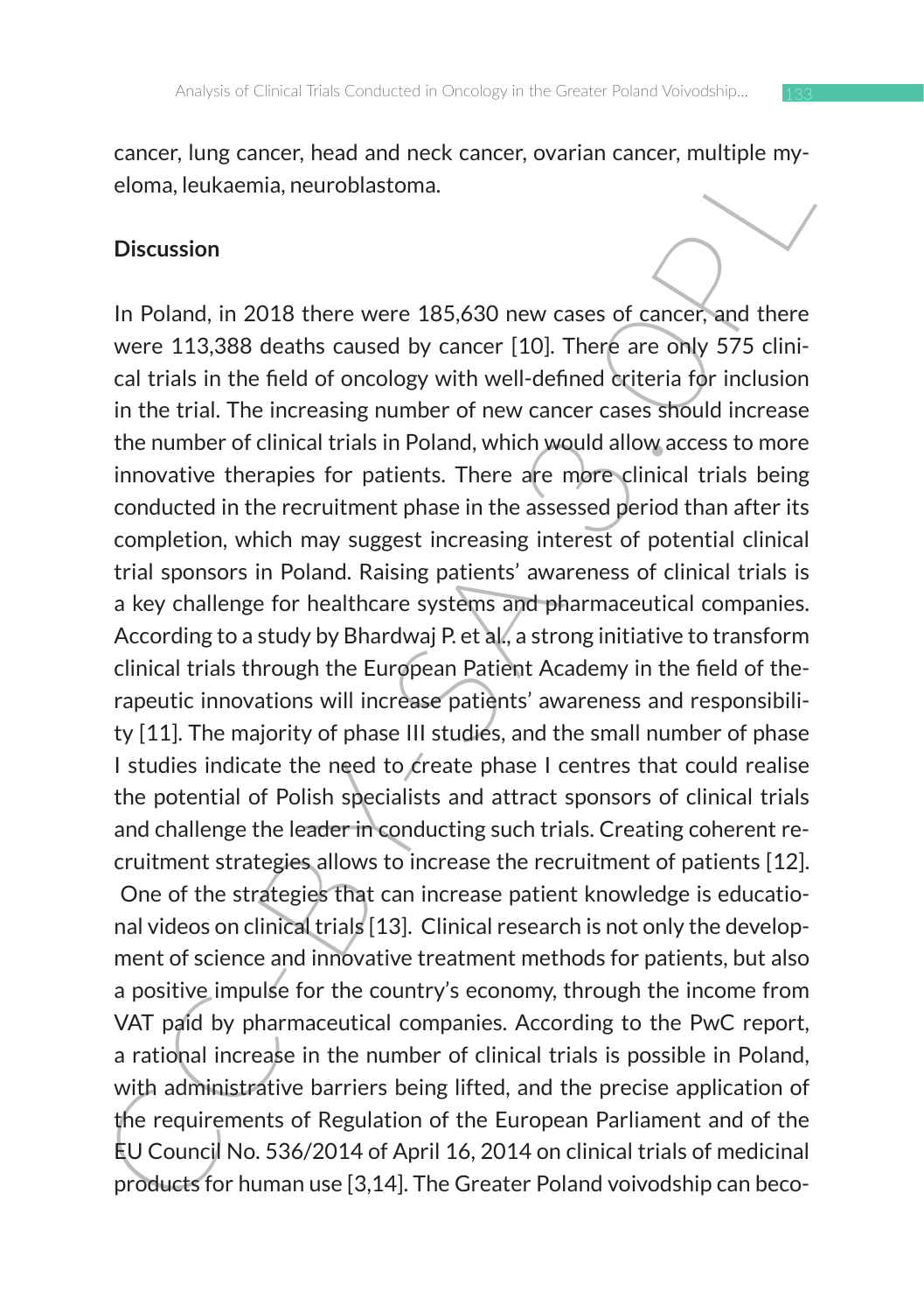cancer, lung cancer, head and neck cancer, ovarian cancer, multiple myeloma, leukaemia, neuroblastoma.

## Discussion

In Poland, in 2018 there were 185,630 new cases of cancer, and there were 113,388 deaths caused by cancer [10]. There are only 575 clinical trials in the field of oncology with well-defined criteria for inclusion in the trial. The increasing number of new cancer cases should increase the number of clinical trials in Poland, which would allow access to more innovative therapies for patients. There are more clinical trials being conducted in the recruitment phase in the assessed period than after its completion, which may suggest increasing interest of potential clinical trial sponsors in Poland. Raising patients' awareness of clinical trials is a key challenge for healthcare systems and pharmaceutical companies. According to a study by Bhardwaj P. et al., a strong initiative to transform clinical trials through the European Patient Academy in the field of therapeutic innovations will increase patients' awareness and responsibility [11]. The majority of phase III studies, and the small number of phase I studies indicate the need to create phase I centres that could realise the potential of Polish specialists and attract sponsors of clinical trials and challenge the leader in conducting such trials. Creating coherent recruitment strategies allows to increase the recruitment of patients [12]. One of the strategies that can increase patient knowledge is educational videos on clinical trials [13]. Clinical research is not only the development of science and innovative treatment methods for patients, but also a positive impulse for the country's economy, through the income from VAT paid by pharmaceutical companies. According to the PwC report, a rational increase in the number of clinical trials is possible in Poland, with administrative barriers being lifted, and the precise application of the requirements of Regulation of the European Parliament and of the EU Council No. 536/2014 of April 16, 2014 on clinical trials of medicinal products for human use [3,14]. The Greater Poland voivodship can beco-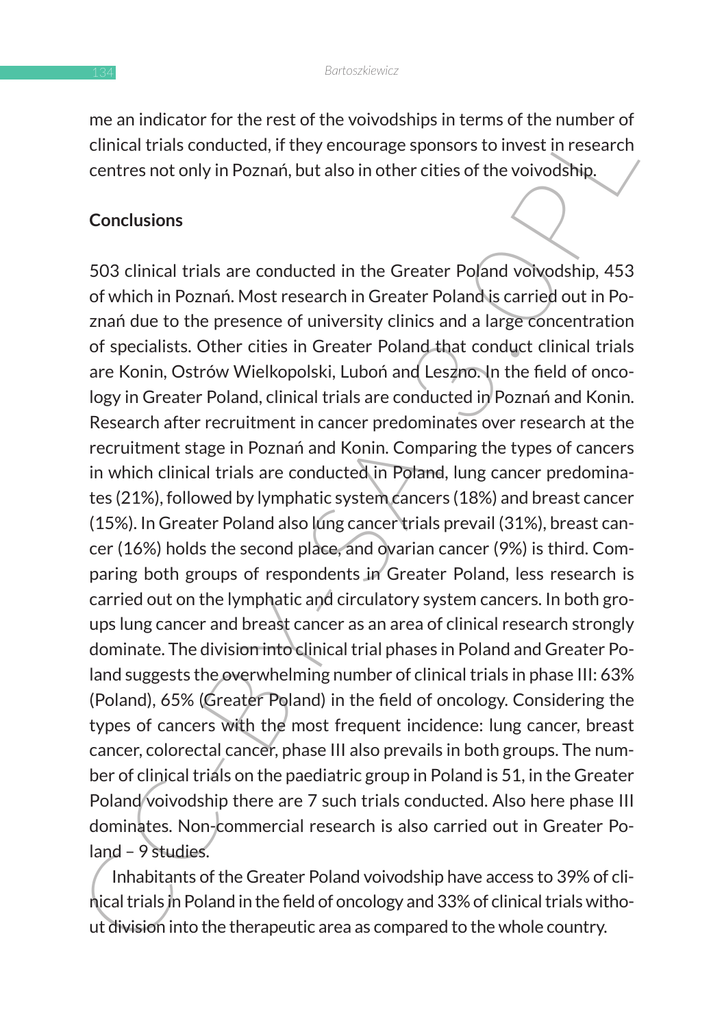me an indicator for the rest of the voivodships in terms of the number of clinical trials conducted, if they encourage sponsors to invest in research centres not only in Poznań, but also in other cities of the voivodship.

## Conclusions

503 clinical trials are conducted in the Greater Poland voivodship, 453 of which in Poznań. Most research in Greater Poland is carried out in Poznań due to the presence of university clinics and a large concentration of specialists. Other cities in Greater Poland that conduct clinical trials are Konin, Ostrów Wielkopolski, Luboń and Leszno. In the field of oncology in Greater Poland, clinical trials are conducted in Poznań and Konin. Research after recruitment in cancer predominates over research at the recruitment stage in Poznań and Konin. Comparing the types of cancers in which clinical trials are conducted in Poland, lung cancer predominates (21%), followed by lymphatic system cancers (18%) and breast cancer (15%). In Greater Poland also lung cancer trials prevail (31%), breast cancer (16%) holds the second place, and ovarian cancer (9%) is third. Comparing both groups of respondents in Greater Poland, less research is carried out on the lymphatic and circulatory system cancers. In both groups lung cancer and breast cancer as an area of clinical research strongly dominate. The division into clinical trial phases in Poland and Greater Poland suggests the overwhelming number of clinical trials in phase III: 63% (Poland), 65% (Greater Poland) in the field of oncology. Considering the types of cancers with the most frequent incidence: lung cancer, breast cancer, colorectal cancer, phase III also prevails in both groups. The number of clinical trials on the paediatric group in Poland is 51, in the Greater Poland voivodship there are 7 such trials conducted. Also here phase III dominates. Non-commercial research is also carried out in Greater Poland – 9 studies.

Inhabitants of the Greater Poland voivodship have access to 39% of clinical trials in Poland in the field of oncology and 33% of clinical trials without division into the therapeutic area as compared to the whole country.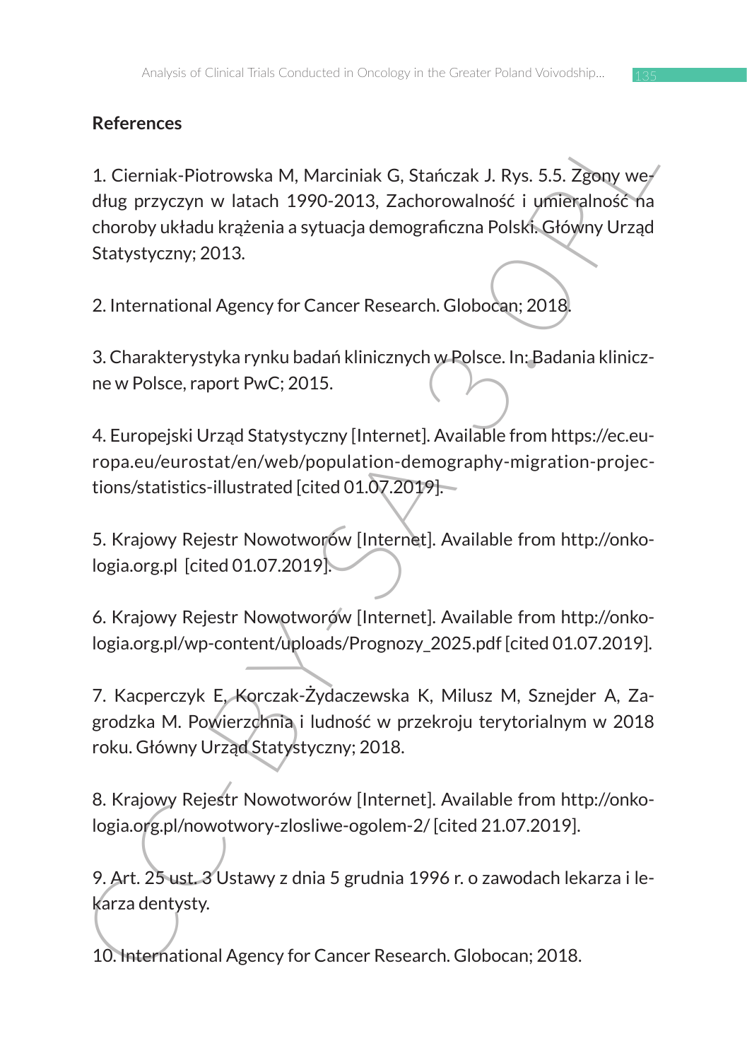## References

1. Cierniak-Piotrowska M, Marciniak G, Stańczak J. Rys. 5.5. Zgony według przyczyn w latach 1990-2013, Zachorowalność i umieralność na choroby układu krążenia a sytuacja demograficzna Polski. Główny Urząd Statystyczny; 2013.

2. International Agency for Cancer Research. Globocan; 2018.

3. Charakterystyka rynku badań klinicznych w Polsce. In: Badania kliniczne w Polsce, raport PwC; 2015.

4. Europejski Urząd Statystyczny [Internet]. Available from https://ec.europa.eu/eurostat/en/web/population-demography-migration-projections/statistics-illustrated [cited 01.07.2019].

5. Krajowy Rejestr Nowotworów [Internet]. Available from http://onkologia.org.pl [cited 01.07.2019].

6. Krajowy Rejestr Nowotworów [Internet]. Available from http://onkologia.org.pl/wp-content/uploads/Prognozy_2025.pdf [cited 01.07.2019].

7. Kacperczyk E, Korczak-Żydaczewska K, Milusz M, Sznejder A, Zagrodzka M. Powierzchnia i ludność w przekroju terytorialnym w 2018 roku. Główny Urząd Statystyczny; 2018.

8. Krajowy Rejestr Nowotworów [Internet]. Available from http://onkologia.org.pl/nowotwory-zlosliwe-ogolem-2/ [cited 21.07.2019].

9. Art. 25 ust. 3 Ustawy z dnia 5 grudnia 1996 r. o zawodach lekarza i lekarza dentysty.

10. International Agency for Cancer Research. Globocan; 2018.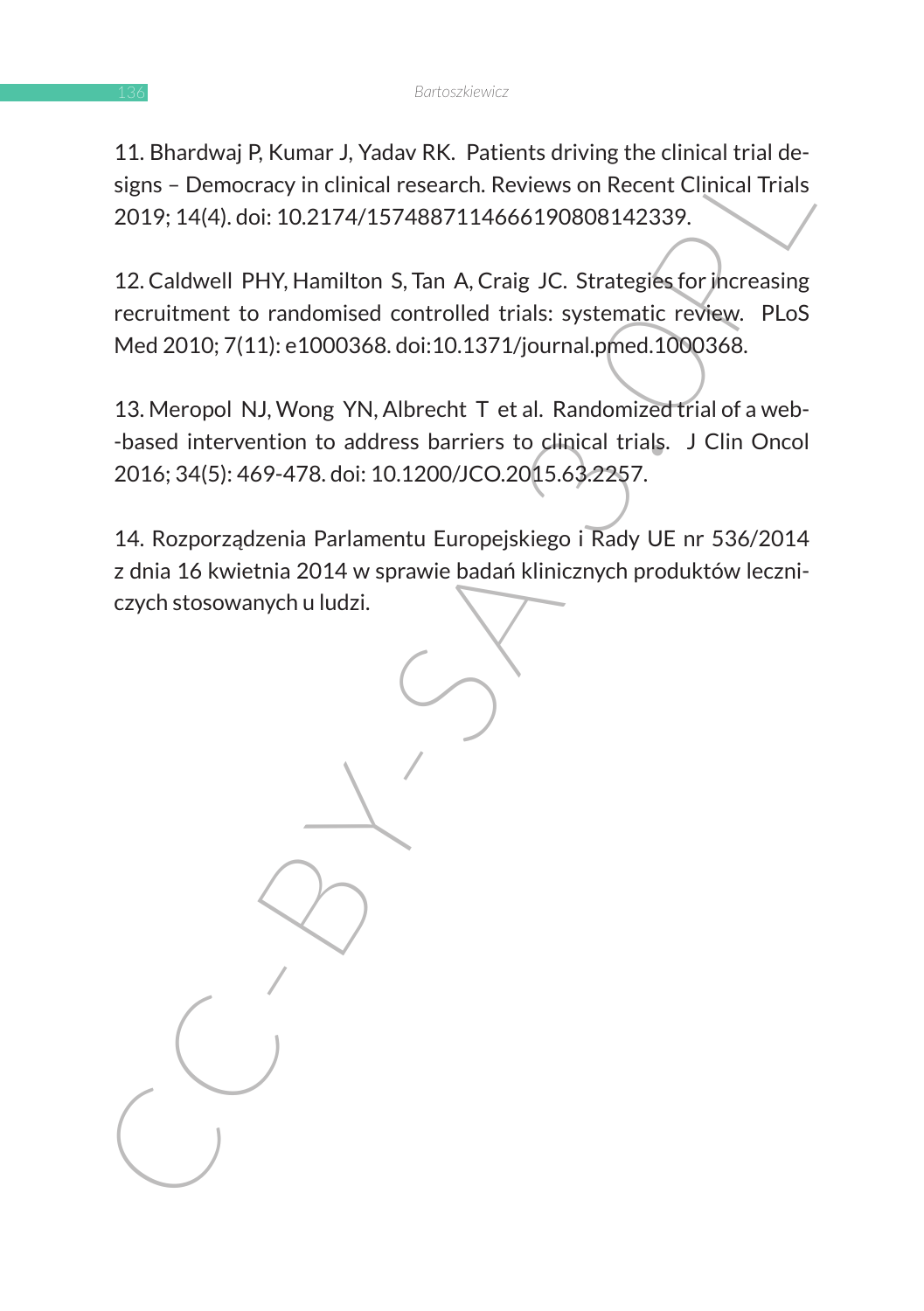11. Bhardwaj P, Kumar J, Yadav RK. Patients driving the clinical trial designs – Democracy in clinical research. Reviews on Recent Clinical Trials 2019; 14(4). doi: 10.2174/1574887114666190808142339.

12. Caldwell PHY, Hamilton S, Tan A, Craig JC. Strategies for increasing recruitment to randomised controlled trials: systematic review. PLoS Med 2010; 7(11): e1000368. doi:10.1371/journal.pmed.1000368.

13. Meropol NJ, Wong YN, Albrecht T et al. Randomized trial of a web-based intervention to address barriers to clinical trials. J Clin Oncol 2016; 34(5): 469-478. doi: 10.1200/JCO.2015.63.2257.

14. Rozporządzenia Parlamentu Europejskiego i Rady UE nr 536/2014 z dnia 16 kwietnia 2014 w sprawie badań klinicznych produktów leczniczych stosowanych u ludzi.